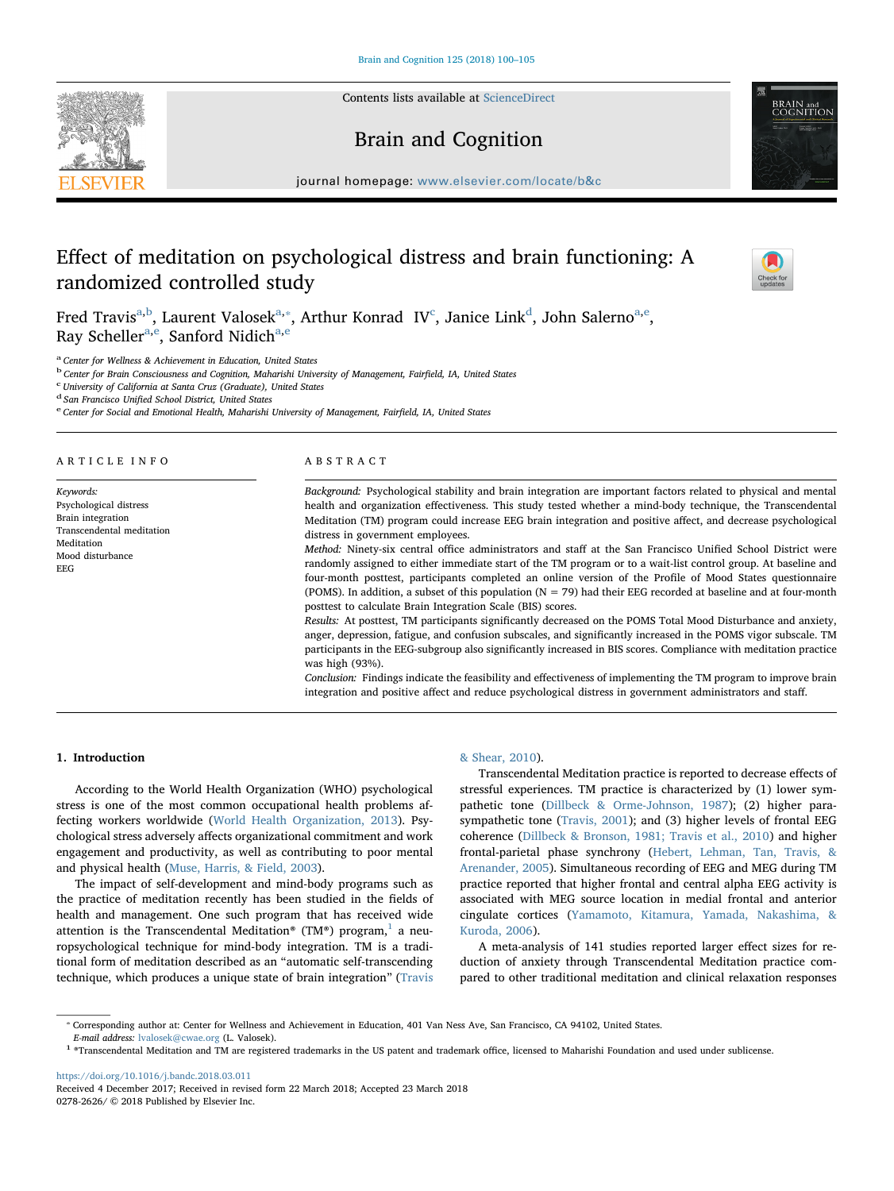# Effect of meditation on psychological distress and brain functioning: A randomized controlled study

Fred Travis[a,b], Laurent Valosek[a,*], Arthur Konrad IV[c], Janice Link[d], John Salerno[a,e], Ray Scheller[a,e], Sanford Nidich[a,e]

[a] Center for Wellness & Achievement in Education, United States
[b] Center for Brain Consciousness and Cognition, Maharishi University of Management, Fairfield, IA, United States
[c] University of California at Santa Cruz (Graduate), United States
[d] San Francisco Unified School District, United States
[e] Center for Social and Emotional Health, Maharishi University of Management, Fairfield, IA, United States

## ARTICLE INFO

*Keywords:*
Psychological distress
Brain integration
Transcendental meditation
Meditation
Mood disturbance
EEG

## ABSTRACT

*Background:* Psychological stability and brain integration are important factors related to physical and mental health and organization effectiveness. This study tested whether a mind-body technique, the Transcendental Meditation (TM) program could increase EEG brain integration and positive affect, and decrease psychological distress in government employees.

*Method:* Ninety-six central office administrators and staff at the San Francisco Unified School District were randomly assigned to either immediate start of the TM program or to a wait-list control group. At baseline and four-month posttest, participants completed an online version of the Profile of Mood States questionnaire (POMS). In addition, a subset of this population (N = 79) had their EEG recorded at baseline and at four-month posttest to calculate Brain Integration Scale (BIS) scores.

*Results:* At posttest, TM participants significantly decreased on the POMS Total Mood Disturbance and anxiety, anger, depression, fatigue, and confusion subscales, and significantly increased in the POMS vigor subscale. TM participants in the EEG-subgroup also significantly increased in BIS scores. Compliance with meditation practice was high (93%).

*Conclusion:* Findings indicate the feasibility and effectiveness of implementing the TM program to improve brain integration and positive affect and reduce psychological distress in government administrators and staff.

## 1. Introduction

According to the World Health Organization (WHO) psychological stress is one of the most common occupational health problems affecting workers worldwide (World Health Organization, 2013). Psychological stress adversely affects organizational commitment and work engagement and productivity, as well as contributing to poor mental and physical health (Muse, Harris, & Field, 2003).

The impact of self-development and mind-body programs such as the practice of meditation recently has been studied in the fields of health and management. One such program that has received wide attention is the Transcendental Meditation® (TM®) program,[1] a neuropsychological technique for mind-body integration. TM is a traditional form of meditation described as an "automatic self-transcending technique, which produces a unique state of brain integration" (Travis & Shear, 2010).

Transcendental Meditation practice is reported to decrease effects of stressful experiences. TM practice is characterized by (1) lower sympathetic tone (Dillbeck & Orme-Johnson, 1987); (2) higher parasympathetic tone (Travis, 2001); and (3) higher levels of frontal EEG coherence (Dillbeck & Bronson, 1981; Travis et al., 2010) and higher frontal-parietal phase synchrony (Hebert, Lehman, Tan, Travis, & Arenander, 2005). Simultaneous recording of EEG and MEG during TM practice reported that higher frontal and central alpha EEG activity is associated with MEG source location in medial frontal and anterior cingulate cortices (Yamamoto, Kitamura, Yamada, Nakashima, & Kuroda, 2006).

A meta-analysis of 141 studies reported larger effect sizes for reduction of anxiety through Transcendental Meditation practice compared to other traditional meditation and clinical relaxation responses

* Corresponding author at: Center for Wellness and Achievement in Education, 401 Van Ness Ave, San Francisco, CA 94102, United States.
*E-mail address:* lvalosek@cwae.org (L. Valosek).

[1] *Transcendental Meditation and TM are registered trademarks in the US patent and trademark office, licensed to Maharishi Foundation and used under sublicense.

https://doi.org/10.1016/j.bandc.2018.03.011
Received 4 December 2017; Received in revised form 22 March 2018; Accepted 23 March 2018
0278-2626/ © 2018 Published by Elsevier Inc.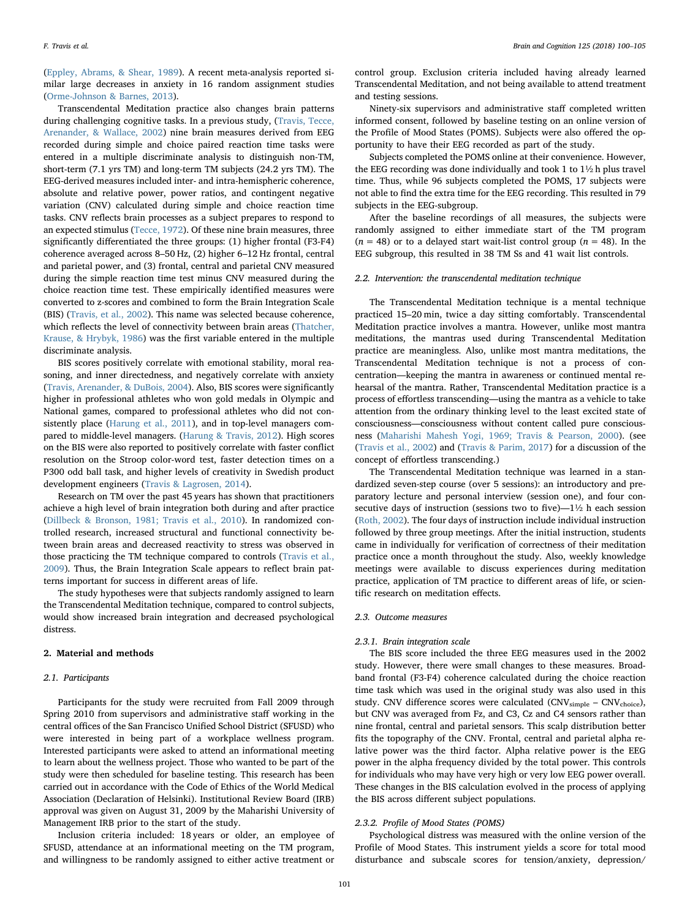(Eppley, Abrams, & Shear, 1989). A recent meta-analysis reported similar large decreases in anxiety in 16 random assignment studies (Orme-Johnson & Barnes, 2013).

Transcendental Meditation practice also changes brain patterns during challenging cognitive tasks. In a previous study, (Travis, Tecce, Arenander, & Wallace, 2002) nine brain measures derived from EEG recorded during simple and choice paired reaction time tasks were entered in a multiple discriminate analysis to distinguish non-TM, short-term (7.1 yrs TM) and long-term TM subjects (24.2 yrs TM). The EEG-derived measures included inter- and intra-hemispheric coherence, absolute and relative power, power ratios, and contingent negative variation (CNV) calculated during simple and choice reaction time tasks. CNV reflects brain processes as a subject prepares to respond to an expected stimulus (Tecce, 1972). Of these nine brain measures, three significantly differentiated the three groups: (1) higher frontal (F3-F4) coherence averaged across 8–50 Hz, (2) higher 6–12 Hz frontal, central and parietal power, and (3) frontal, central and parietal CNV measured during the simple reaction time test minus CNV measured during the choice reaction time test. These empirically identified measures were converted to z-scores and combined to form the Brain Integration Scale (BIS) (Travis, et al., 2002). This name was selected because coherence, which reflects the level of connectivity between brain areas (Thatcher, Krause, & Hrybyk, 1986) was the first variable entered in the multiple discriminate analysis.

BIS scores positively correlate with emotional stability, moral reasoning, and inner directedness, and negatively correlate with anxiety (Travis, Arenander, & DuBois, 2004). Also, BIS scores were significantly higher in professional athletes who won gold medals in Olympic and National games, compared to professional athletes who did not consistently place (Harung et al., 2011), and in top-level managers compared to middle-level managers. (Harung & Travis, 2012). High scores on the BIS were also reported to positively correlate with faster conflict resolution on the Stroop color-word test, faster detection times on a P300 odd ball task, and higher levels of creativity in Swedish product development engineers (Travis & Lagrosen, 2014).

Research on TM over the past 45 years has shown that practitioners achieve a high level of brain integration both during and after practice (Dillbeck & Bronson, 1981; Travis et al., 2010). In randomized controlled research, increased structural and functional connectivity between brain areas and decreased reactivity to stress was observed in those practicing the TM technique compared to controls (Travis et al., 2009). Thus, the Brain Integration Scale appears to reflect brain patterns important for success in different areas of life.

The study hypotheses were that subjects randomly assigned to learn the Transcendental Meditation technique, compared to control subjects, would show increased brain integration and decreased psychological distress.

## 2. Material and methods

### 2.1. Participants

Participants for the study were recruited from Fall 2009 through Spring 2010 from supervisors and administrative staff working in the central offices of the San Francisco Unified School District (SFUSD) who were interested in being part of a workplace wellness program. Interested participants were asked to attend an informational meeting to learn about the wellness project. Those who wanted to be part of the study were then scheduled for baseline testing. This research has been carried out in accordance with the Code of Ethics of the World Medical Association (Declaration of Helsinki). Institutional Review Board (IRB) approval was given on August 31, 2009 by the Maharishi University of Management IRB prior to the start of the study.

Inclusion criteria included: 18 years or older, an employee of SFUSD, attendance at an informational meeting on the TM program, and willingness to be randomly assigned to either active treatment or control group. Exclusion criteria included having already learned Transcendental Meditation, and not being available to attend treatment and testing sessions.

Ninety-six supervisors and administrative staff completed written informed consent, followed by baseline testing on an online version of the Profile of Mood States (POMS). Subjects were also offered the opportunity to have their EEG recorded as part of the study.

Subjects completed the POMS online at their convenience. However, the EEG recording was done individually and took 1 to 1½ h plus travel time. Thus, while 96 subjects completed the POMS, 17 subjects were not able to find the extra time for the EEG recording. This resulted in 79 subjects in the EEG-subgroup.

After the baseline recordings of all measures, the subjects were randomly assigned to either immediate start of the TM program ($n = 48$) or to a delayed start wait-list control group ($n = 48$). In the EEG subgroup, this resulted in 38 TM Ss and 41 wait list controls.

### 2.2. Intervention: the transcendental meditation technique

The Transcendental Meditation technique is a mental technique practiced 15–20 min, twice a day sitting comfortably. Transcendental Meditation practice involves a mantra. However, unlike most mantra meditations, the mantras used during Transcendental Meditation practice are meaningless. Also, unlike most mantra meditations, the Transcendental Meditation technique is not a process of concentration—keeping the mantra in awareness or continued mental rehearsal of the mantra. Rather, Transcendental Meditation practice is a process of effortless transcending—using the mantra as a vehicle to take attention from the ordinary thinking level to the least excited state of consciousness—consciousness without content called pure consciousness (Maharishi Mahesh Yogi, 1969; Travis & Pearson, 2000). (see (Travis et al., 2002) and (Travis & Parim, 2017) for a discussion of the concept of effortless transcending.)

The Transcendental Meditation technique was learned in a standardized seven-step course (over 5 sessions): an introductory and preparatory lecture and personal interview (session one), and four consecutive days of instruction (sessions two to five)—1½ h each session (Roth, 2002). The four days of instruction include individual instruction followed by three group meetings. After the initial instruction, students came in individually for verification of correctness of their meditation practice once a month throughout the study. Also, weekly knowledge meetings were available to discuss experiences during meditation practice, application of TM practice to different areas of life, or scientific research on meditation effects.

### 2.3. Outcome measures

#### 2.3.1. Brain integration scale

The BIS score included the three EEG measures used in the 2002 study. However, there were small changes to these measures. Broadband frontal (F3-F4) coherence calculated during the choice reaction time task which was used in the original study was also used in this study. CNV difference scores were calculated ($CNV_{simple} - CNV_{choice}$), but CNV was averaged from Fz, and C3, Cz and C4 sensors rather than nine frontal, central and parietal sensors. This scalp distribution better fits the topography of the CNV. Frontal, central and parietal alpha relative power was the third factor. Alpha relative power is the EEG power in the alpha frequency divided by the total power. This controls for individuals who may have very high or very low EEG power overall. These changes in the BIS calculation evolved in the process of applying the BIS across different subject populations.

#### 2.3.2. Profile of Mood States (POMS)

Psychological distress was measured with the online version of the Profile of Mood States. This instrument yields a score for total mood disturbance and subscale scores for tension/anxiety, depression/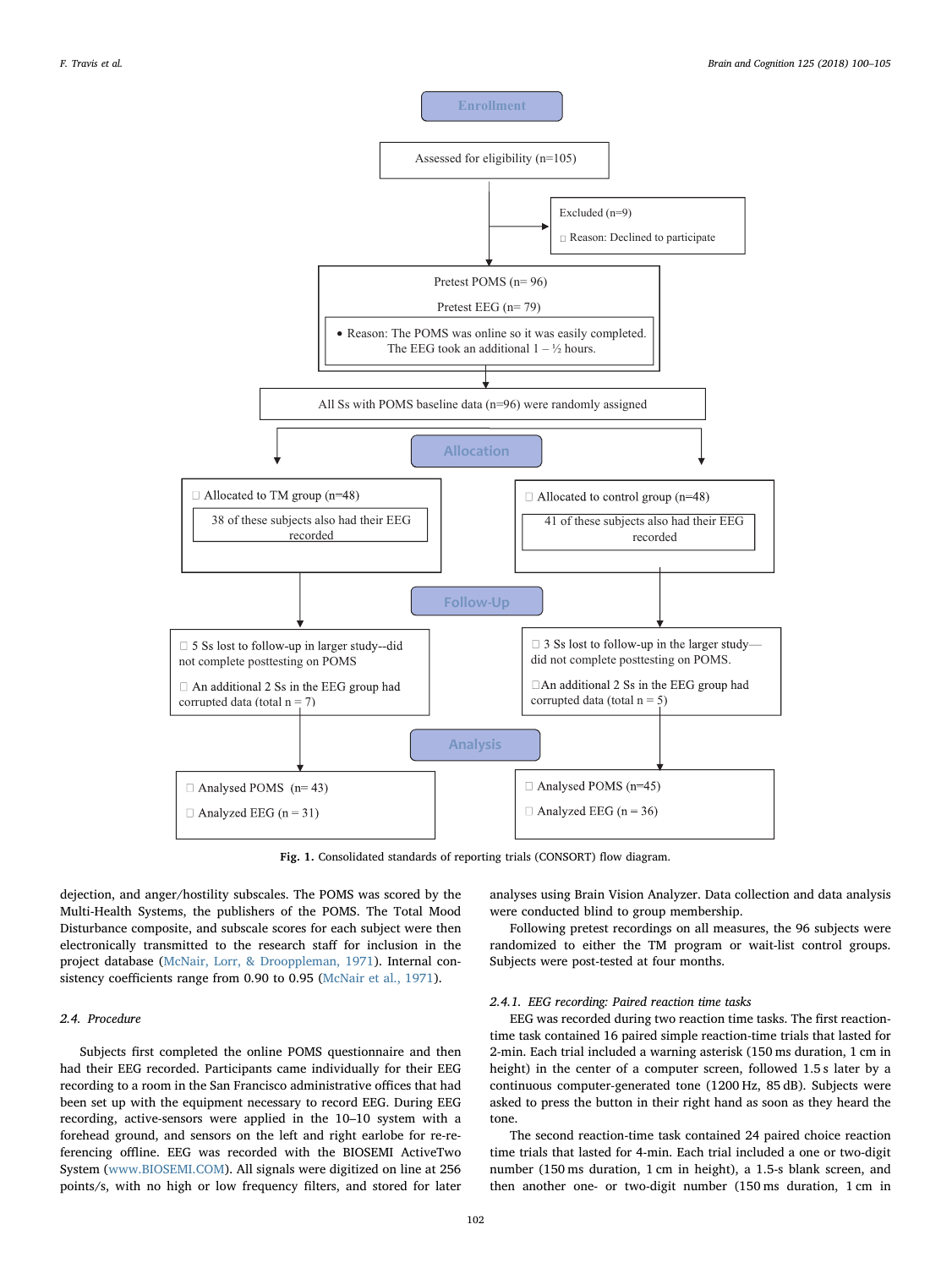**Enrollment**

Assessed for eligibility (n=105)

Excluded (n=9)

- Reason: Declined to participate

Pretest POMS (n= 96)

Pretest EEG (n= 79)

- Reason: The POMS was online so it was easily completed. The EEG took an additional 1 – ½ hours.

All Ss with POMS baseline data (n=96) were randomly assigned

**Allocation**

Allocated to TM group (n=48)

38 of these subjects also had their EEG recorded

Allocated to control group (n=48)

41 of these subjects also had their EEG recorded

**Follow-Up**

5 Ss lost to follow-up in larger study--did not complete posttesting on POMS

An additional 2 Ss in the EEG group had corrupted data (total n = 7)

3 Ss lost to follow-up in the larger study—did not complete posttesting on POMS.

An additional 2 Ss in the EEG group had corrupted data (total n = 5)

**Analysis**

Analysed POMS (n= 43)

Analyzed EEG (n = 31)

Analysed POMS (n=45)

Analyzed EEG (n = 36)

**Fig. 1.** Consolidated standards of reporting trials (CONSORT) flow diagram.

dejection, and anger/hostility subscales. The POMS was scored by the Multi-Health Systems, the publishers of the POMS. The Total Mood Disturbance composite, and subscale scores for each subject were then electronically transmitted to the research staff for inclusion in the project database (McNair, Lorr, & Droopleman, 1971). Internal consistency coefficients range from 0.90 to 0.95 (McNair et al., 1971).

### 2.4. Procedure

Subjects first completed the online POMS questionnaire and then had their EEG recorded. Participants came individually for their EEG recording to a room in the San Francisco administrative offices that had been set up with the equipment necessary to record EEG. During EEG recording, active-sensors were applied in the 10–10 system with a forehead ground, and sensors on the left and right earlobe for re-referencing offline. EEG was recorded with the BIOSEMI ActiveTwo System (www.BIOSEMI.COM). All signals were digitized on line at 256 points/s, with no high or low frequency filters, and stored for later analyses using Brain Vision Analyzer. Data collection and data analysis were conducted blind to group membership.

Following pretest recordings on all measures, the 96 subjects were randomized to either the TM program or wait-list control groups. Subjects were post-tested at four months.

#### 2.4.1. EEG recording: Paired reaction time tasks

EEG was recorded during two reaction time tasks. The first reaction-time task contained 16 paired simple reaction-time trials that lasted for 2-min. Each trial included a warning asterisk (150 ms duration, 1 cm in height) in the center of a computer screen, followed by a 1.5 s later by a continuous computer-generated tone (1200 Hz, 85 dB). Subjects were asked to press the button in their right hand as soon as they heard the tone.

The second reaction-time task contained 24 paired choice reaction time trials that lasted for 4-min. Each trial included a one or two-digit number (150 ms duration, 1 cm in height), a 1.5-s blank screen, and then another one- or two-digit number (150 ms duration, 1 cm in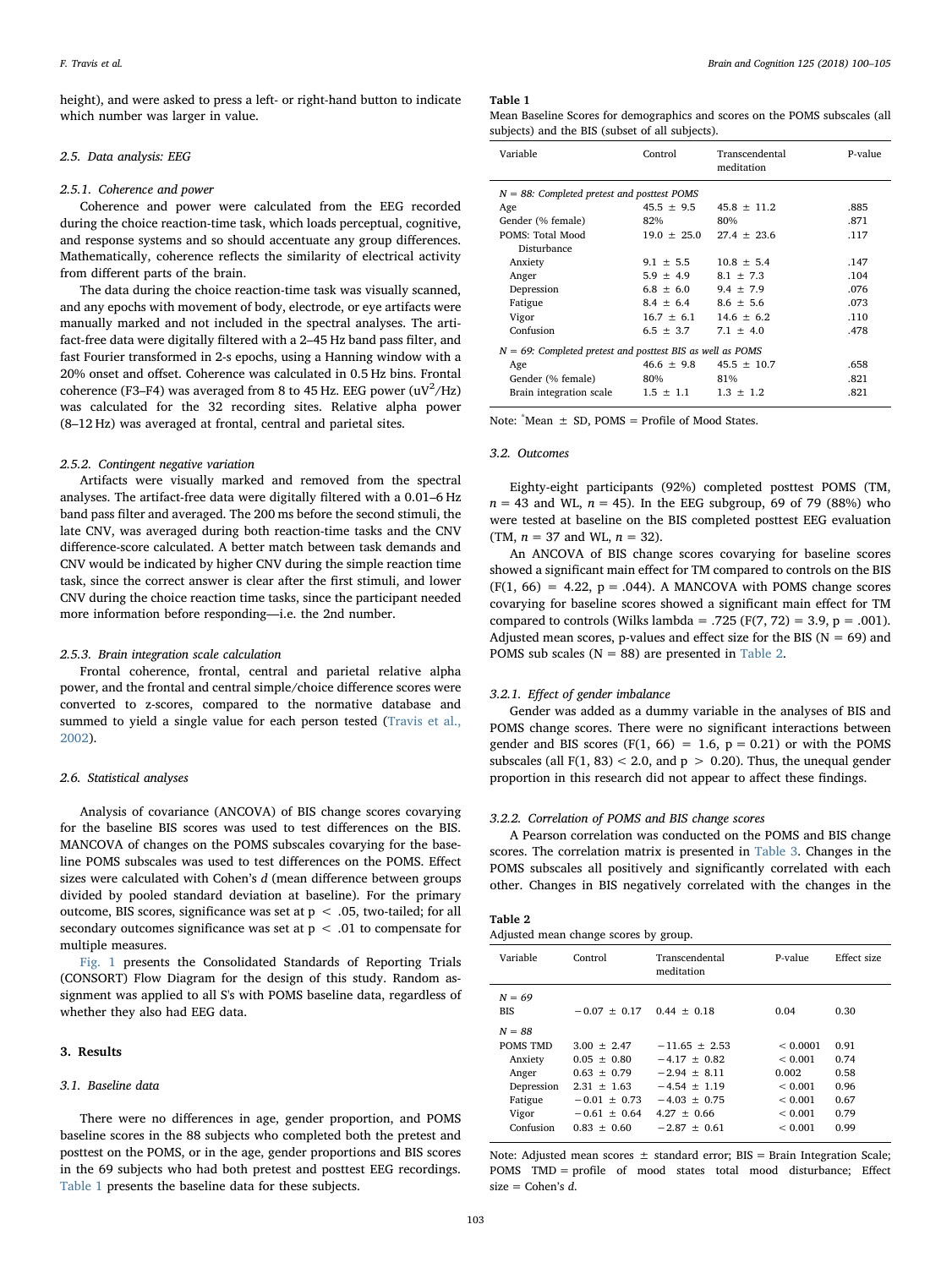height), and were asked to press a left- or right-hand button to indicate which number was larger in value.

### 2.5. Data analysis: EEG

#### 2.5.1. Coherence and power

Coherence and power were calculated from the EEG recorded during the choice reaction-time task, which loads perceptual, cognitive, and response systems and so should accentuate any group differences. Mathematically, coherence reflects the similarity of electrical activity from different parts of the brain.

The data during the choice reaction-time task was visually scanned, and any epochs with movement of body, electrode, or eye artifacts were manually marked and not included in the spectral analyses. The artifact-free data were digitally filtered with a 2–45 Hz band pass filter, and fast Fourier transformed in 2-s epochs, using a Hanning window with a 20% onset and offset. Coherence was calculated in 0.5 Hz bins. Frontal coherence (F3–F4) was averaged from 8 to 45 Hz. EEG power ($uV^2/Hz$) was calculated for the 32 recording sites. Relative alpha power (8–12 Hz) was averaged at frontal, central and parietal sites.

#### 2.5.2. Contingent negative variation

Artifacts were visually marked and removed from the spectral analyses. The artifact-free data were digitally filtered with a 0.01–6 Hz band pass filter and averaged. The 200 ms before the second stimuli, the late CNV, was averaged during both reaction-time tasks and the CNV difference-score calculated. A better match between task demands and CNV would be indicated by higher CNV during the simple reaction time task, since the correct answer is clear after the first stimuli, and lower CNV during the choice reaction time tasks, since the participant needed more information before responding—i.e. the 2nd number.

#### 2.5.3. Brain integration scale calculation

Frontal coherence, frontal, central and parietal relative alpha power, and the frontal and central simple/choice difference scores were converted to z-scores, compared to the normative database and summed to yield a single value for each person tested (Travis et al., 2002).

### 2.6. Statistical analyses

Analysis of covariance (ANCOVA) of BIS change scores covarying for the baseline BIS scores was used to test differences on the BIS. MANCOVA of changes on the POMS subscales covarying for the baseline POMS subscales was used to test differences on the POMS. Effect sizes were calculated with Cohen's *d* (mean difference between groups divided by pooled standard deviation at baseline). For the primary outcome, BIS scores, significance was set at $p < .05$, two-tailed; for all secondary outcomes significance was set at $p < .01$ to compensate for multiple measures.

Fig. 1 presents the Consolidated Standards of Reporting Trials (CONSORT) Flow Diagram for the design of this study. Random assignment was applied to all S's with POMS baseline data, regardless of whether they also had EEG data.

## 3. Results

### 3.1. Baseline data

There were no differences in age, gender proportion, and POMS baseline scores in the 88 subjects who completed both the pretest and posttest on the POMS, or in the age, gender proportions and BIS scores in the 69 subjects who had both pretest and posttest EEG recordings. Table 1 presents the baseline data for these subjects.

**Table 1**
Mean Baseline Scores for demographics and scores on the POMS subscales (all subjects) and the BIS (subset of all subjects).

| Variable | Control | Transcendental meditation | P-value |
|---|---|---|---|
| *N = 88: Completed pretest and posttest POMS* | | | |
| Age | 45.5 ± 9.5 | 45.8 ± 11.2 | .885 |
| Gender (% female) | 82% | 80% | .871 |
| POMS: Total Mood Disturbance | 19.0 ± 25.0 | 27.4 ± 23.6 | .117 |
| Anxiety | 9.1 ± 5.5 | 10.8 ± 5.4 | .147 |
| Anger | 5.9 ± 4.9 | 8.1 ± 7.3 | .104 |
| Depression | 6.8 ± 6.0 | 9.4 ± 7.9 | .076 |
| Fatigue | 8.4 ± 6.4 | 8.6 ± 5.6 | .073 |
| Vigor | 16.7 ± 6.1 | 14.6 ± 6.2 | .110 |
| Confusion | 6.5 ± 3.7 | 7.1 ± 4.0 | .478 |
| *N = 69: Completed pretest and posttest BIS as well as POMS* | | | |
| Age | 46.6 ± 9.8 | 45.5 ± 10.7 | .658 |
| Gender (% female) | 80% | 81% | .821 |
| Brain integration scale | 1.5 ± 1.1 | 1.3 ± 1.2 | .821 |

Note: [*]Mean ± SD, POMS = Profile of Mood States.

### 3.2. Outcomes

Eighty-eight participants (92%) completed posttest POMS (TM, $n = 43$ and WL, $n = 45$). In the EEG subgroup, 69 of 79 (88%) who were tested at baseline on the BIS completed posttest EEG evaluation (TM, $n = 37$ and WL, $n = 32$).

An ANCOVA of BIS change scores covarying for baseline scores showed a significant main effect for TM compared to controls on the BIS ($F(1, 66) = 4.22$, $p = .044$). A MANCOVA with POMS change scores covarying for baseline scores showed a significant main effect for TM compared to controls (Wilks lambda = .725 ($F(7, 72) = 3.9$, $p = .001$). Adjusted mean scores, p-values and effect size for the BIS (N = 69) and POMS sub scales (N = 88) are presented in Table 2.

#### 3.2.1. Effect of gender imbalance

Gender was added as a dummy variable in the analyses of BIS and POMS change scores. There were no significant interactions between gender and BIS scores ($F(1, 66) = 1.6$, $p = 0.21$) or with the POMS subscales (all $F(1, 83) < 2.0$, and $p > 0.20$). Thus, the unequal gender proportion in this research did not appear to affect these findings.

#### 3.2.2. Correlation of POMS and BIS change scores

A Pearson correlation was conducted on the POMS and BIS change scores. The correlation matrix is presented in Table 3. Changes in the POMS subscales all positively and significantly correlated with each other. Changes in BIS negatively correlated with the changes in the

**Table 2**
Adjusted mean change scores by group.

| Variable | Control | Transcendental meditation | P-value | Effect size |
|---|---|---|---|---|
| *N = 69* | | | | |
| BIS | −0.07 ± 0.17 | 0.44 ± 0.18 | 0.04 | 0.30 |
| *N = 88* | | | | |
| POMS TMD | 3.00 ± 2.47 | −11.65 ± 2.53 | < 0.0001 | 0.91 |
| Anxiety | 0.05 ± 0.80 | −4.17 ± 0.82 | < 0.001 | 0.74 |
| Anger | 0.63 ± 0.79 | −2.94 ± 8.11 | 0.002 | 0.58 |
| Depression | 2.31 ± 1.63 | −4.54 ± 1.19 | < 0.001 | 0.96 |
| Fatigue | −0.01 ± 0.73 | −4.03 ± 0.75 | < 0.001 | 0.67 |
| Vigor | −0.61 ± 0.64 | 4.27 ± 0.66 | < 0.001 | 0.79 |
| Confusion | 0.83 ± 0.60 | −2.87 ± 0.61 | < 0.001 | 0.99 |

Note: Adjusted mean scores ± standard error; BIS = Brain Integration Scale; POMS TMD = profile of mood states total mood disturbance; Effect size = Cohen's *d*.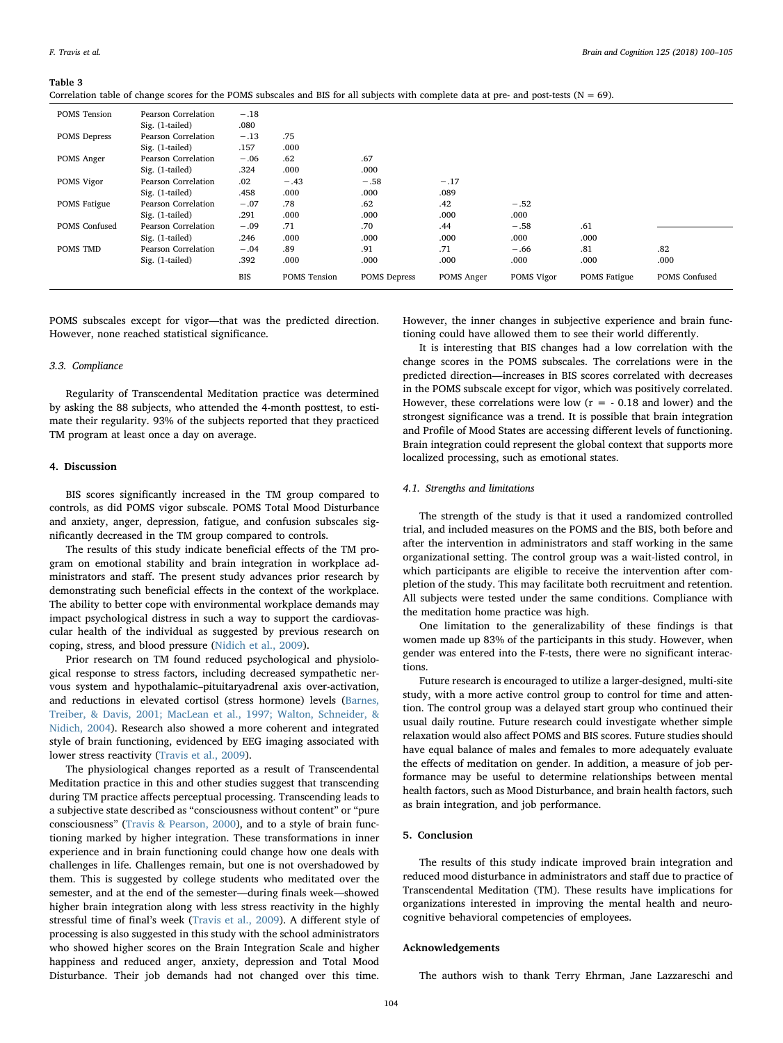**Table 3**
Correlation table of change scores for the POMS subscales and BIS for all subjects with complete data at pre- and post-tests (N = 69).

| | | BIS | POMS Tension | POMS Depress | POMS Anger | POMS Vigor | POMS Fatigue | POMS Confused |
|---|---|---|---|---|---|---|---|---|
| POMS Tension | Pearson Correlation | −.18 | | | | | | |
| | Sig. (1-tailed) | .080 | | | | | | |
| POMS Depress | Pearson Correlation | −.13 | .75 | | | | | |
| | Sig. (1-tailed) | .157 | .000 | | | | | |
| POMS Anger | Pearson Correlation | −.06 | .62 | .67 | | | | |
| | Sig. (1-tailed) | .324 | .000 | .000 | | | | |
| POMS Vigor | Pearson Correlation | .02 | −.43 | −.58 | −.17 | | | |
| | Sig. (1-tailed) | .458 | .000 | .000 | .089 | | | |
| POMS Fatigue | Pearson Correlation | −.07 | .78 | .62 | .42 | −.52 | | |
| | Sig. (1-tailed) | .291 | .000 | .000 | .000 | .000 | | |
| POMS Confused | Pearson Correlation | −.09 | .71 | .70 | .44 | −.58 | .61 | |
| | Sig. (1-tailed) | .246 | .000 | .000 | .000 | .000 | .000 | |
| POMS TMD | Pearson Correlation | −.04 | .89 | .91 | .71 | −.66 | .81 | .82 |
| | Sig. (1-tailed) | .392 | .000 | .000 | .000 | .000 | .000 | .000 |

POMS subscales except for vigor—that was the predicted direction. However, none reached statistical significance.

### 3.3. Compliance

Regularity of Transcendental Meditation practice was determined by asking the 88 subjects, who attended the 4-month posttest, to estimate their regularity. 93% of the subjects reported that they practiced TM program at least once a day on average.

## 4. Discussion

BIS scores significantly increased in the TM group compared to controls, as did POMS vigor subscale. POMS Total Mood Disturbance and anxiety, anger, depression, fatigue, and confusion subscales significantly decreased in the TM group compared to controls.

The results of this study indicate beneficial effects of the TM program on emotional stability and brain integration in workplace administrators and staff. The present study advances prior research by demonstrating such beneficial effects in the context of the workplace. The ability to better cope with environmental workplace demands may impact psychological distress in such a way to support the cardiovascular health of the individual as suggested by previous research on coping, stress, and blood pressure (Nidich et al., 2009).

Prior research on TM found reduced psychological and physiological response to stress factors, including decreased sympathetic nervous system and hypothalamic–pituitaryadrenal axis over-activation, and reductions in elevated cortisol (stress hormone) levels (Barnes, Treiber, & Davis, 2001; MacLean et al., 1997; Walton, Schneider, & Nidich, 2004). Research also showed a more coherent and integrated style of brain functioning, evidenced by EEG imaging associated with lower stress reactivity (Travis et al., 2009).

The physiological changes reported as a result of Transcendental Meditation practice in this and other studies suggest that transcending during TM practice affects perceptual processing. Transcending leads to a subjective state described as "consciousness without content" or "pure consciousness" (Travis & Pearson, 2000), and to a style of brain functioning marked by higher integration. These transformations in inner experience and in brain functioning could change how one deals with challenges in life. Challenges remain, but one is not overshadowed by them. This is suggested by college students who meditated over the semester, and at the end of the semester—during finals week—showed higher brain integration along with less stress reactivity in the highly stressful time of final's week (Travis et al., 2009). A different style of processing is also suggested in this study with the school administrators who showed higher scores on the Brain Integration Scale and higher happiness and reduced anger, anxiety, depression and Total Mood Disturbance. Their job demands had not changed over this time. However, the inner changes in subjective experience and brain functioning could have allowed them to see their world differently.

It is interesting that BIS changes had a low correlation with the change scores in the POMS subscales. The correlations were in the predicted direction—increases in BIS scores correlated with decreases in the POMS subscale except for vigor, which was positively correlated. However, these correlations were low ($r = -0.18$ and lower) and the strongest significance was a trend. It is possible that brain integration and Profile of Mood States are accessing different levels of functioning. Brain integration could represent the global context that supports more localized processing, such as emotional states.

### 4.1. Strengths and limitations

The strength of the study is that it used a randomized controlled trial, and included measures on the POMS and the BIS, both before and after the intervention in administrators and staff working in the same organizational setting. The control group was a wait-listed control, in which participants are eligible to receive the intervention after completion of the study. This may facilitate both recruitment and retention. All subjects were tested under the same conditions. Compliance with the meditation home practice was high.

One limitation to the generalizability of these findings is that women made up 83% of the participants in this study. However, when gender was entered into the F-tests, there were no significant interactions.

Future research is encouraged to utilize a larger-designed, multi-site study, with a more active control group to control for time and attention. The control group was a delayed start group who continued their usual daily routine. Future research could investigate whether simple relaxation would also affect POMS and BIS scores. Future studies should have equal balance of males and females to more adequately evaluate the effects of meditation on gender. In addition, a measure of job performance may be useful to determine relationships between mental health factors, such as Mood Disturbance, and brain health factors, such as brain integration, and job performance.

## 5. Conclusion

The results of this study indicate improved brain integration and reduced mood disturbance in administrators and staff due to practice of Transcendental Meditation (TM). These results have implications for organizations interested in improving the mental health and neurocognitive behavioral competencies of employees.

## Acknowledgements

The authors wish to thank Terry Ehrman, Jane Lazzareschi and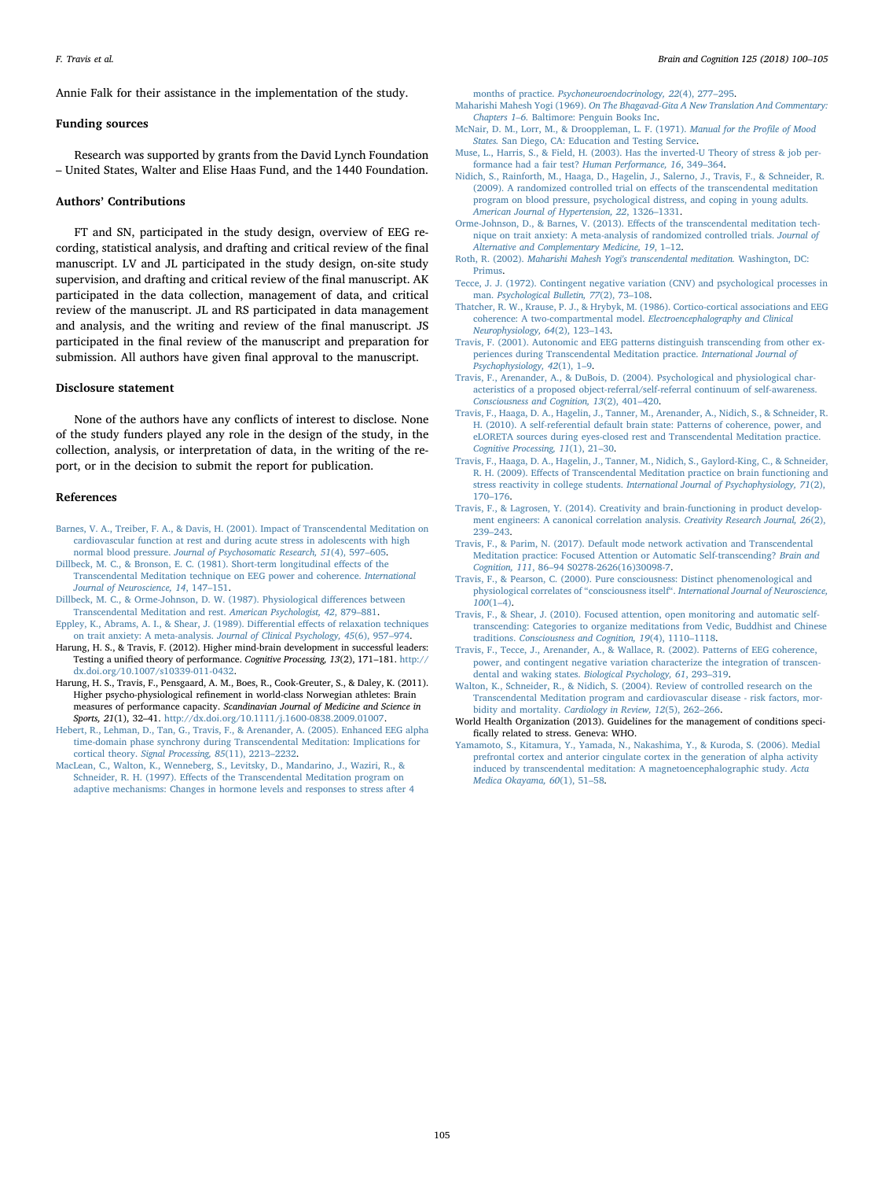Annie Falk for their assistance in the implementation of the study.

## Funding sources

Research was supported by grants from the David Lynch Foundation – United States, Walter and Elise Haas Fund, and the 1440 Foundation.

## Authors' Contributions

FT and SN, participated in the study design, overview of EEG recording, statistical analysis, and drafting and critical review of the final manuscript. LV and JL participated in the study design, on-site study supervision, and drafting and critical review of the final manuscript. AK participated in the data collection, management of data, and critical review of the manuscript. JL and RS participated in data management and analysis, and the writing and review of the final manuscript. JS participated in the final review of the manuscript and preparation for submission. All authors have given final approval to the manuscript.

## Disclosure statement

None of the authors have any conflicts of interest to disclose. None of the study funders played any role in the design of the study, in the collection, analysis, or interpretation of data, in the writing of the report, or in the decision to submit the report for publication.

## References

Barnes, V. A., Treiber, F. A., & Davis, H. (2001). Impact of Transcendental Meditation on cardiovascular function at rest and during acute stress in adolescents with high normal blood pressure. *Journal of Psychosomatic Research, 51*(4), 597–605.

Dillbeck, M. C., & Bronson, E. C. (1981). Short-term longitudinal effects of the Transcendental Meditation technique on EEG power and coherence. *International Journal of Neuroscience, 14*, 147–151.

Dillbeck, M. C., & Orme-Johnson, D. W. (1987). Physiological differences between Transcendental Meditation and rest. *American Psychologist, 42*, 879–881.

Eppley, K., Abrams, A. I., & Shear, J. (1989). Differential effects of relaxation techniques on trait anxiety: A meta-analysis. *Journal of Clinical Psychology, 45*(6), 957–974.

Harung, H. S., & Travis, F. (2012). Higher mind-brain development in successful leaders: Testing a unified theory of performance. *Cognitive Processing, 13*(2), 171–181. http://dx.doi.org/10.1007/s10339-011-0432.

Harung, H. S., Travis, F., Pensgaard, A. M., Boes, R., Cook-Greuter, S., & Daley, K. (2011). Higher psycho-physiological refinement in world-class Norwegian athletes: Brain measures of performance capacity. *Scandinavian Journal of Medicine and Science in Sports, 21*(1), 32–41. http://dx.doi.org/10.1111/j.1600-0838.2009.01007.

Hebert, R., Lehman, D., Tan, G., Travis, F., & Arenander, A. (2005). Enhanced EEG alpha time-domain phase synchrony during Transcendental Meditation: Implications for cortical theory. *Signal Processing, 85*(11), 2213–2232.

MacLean, C., Walton, K., Wenneberg, S., Levitsky, D., Mandarino, J., Waziri, R., & Schneider, R. H. (1997). Effects of the Transcendental Meditation program on adaptive mechanisms: Changes in hormone levels and responses to stress after 4 months of practice. *Psychoneuroendocrinology, 22*(4), 277–295.

Maharishi Mahesh Yogi (1969). *On The Bhagavad-Gita A New Translation And Commentary: Chapters 1–6*. Baltimore: Penguin Books Inc.

McNair, D. M., Lorr, M., & Droppleman, L. F. (1971). *Manual for the Profile of Mood States*. San Diego, CA: Education and Testing Service.

Muse, L., Harris, S., & Field, H. (2003). Has the inverted-U Theory of stress & job performance had a fair test? *Human Performance, 16*, 349–364.

Nidich, S., Rainforth, M., Haaga, D., Hagelin, J., Salerno, J., Travis, F., & Schneider, R. (2009). A randomized controlled trial on effects of the transcendental meditation program on blood pressure, psychological distress, and coping in young adults. *American Journal of Hypertension, 22*, 1326–1331.

Orme-Johnson, D., & Barnes, V. (2013). Effects of the transcendental meditation technique on trait anxiety: A meta-analysis of randomized controlled trials. *Journal of Alternative and Complementary Medicine, 19*, 1–12.

Roth, R. (2002). *Maharishi Mahesh Yogi's transcendental meditation*. Washington, DC: Primus.

Tecce, J. J. (1972). Contingent negative variation (CNV) and psychological processes in man. *Psychological Bulletin, 77*(2), 73–108.

Thatcher, R. W., Krause, P. J., & Hrybyk, M. (1986). Cortico-cortical associations and EEG coherence: A two-compartmental model. *Electroencephalography and Clinical Neurophysiology, 64*(2), 123–143.

Travis, F. (2001). Autonomic and EEG patterns distinguish transcending from other experiences during Transcendental Meditation practice. *International Journal of Psychophysiology, 42*(1), 1–9.

Travis, F., Arenander, A., & DuBois, D. (2004). Psychological and physiological characteristics of a proposed object-referral/self-referral continuum of self-awareness. *Consciousness and Cognition, 13*(2), 401–420.

Travis, F., Haaga, D. A., Hagelin, J., Tanner, M., Arenander, A., Nidich, S., & Schneider, R. H. (2010). A self-referential default brain state: Patterns of coherence, power, and eLORETA sources during eyes-closed rest and Transcendental Meditation practice. *Cognitive Processing, 11*(1), 21–30.

Travis, F., Haaga, D. A., Hagelin, J., Tanner, M., Nidich, S., Gaylord-King, C., & Schneider, R. H. (2009). Effects of Transcendental Meditation practice on brain functioning and stress reactivity in college students. *International Journal of Psychophysiology, 71*(2), 170–176.

Travis, F., & Lagrosen, Y. (2014). Creativity and brain-functioning in product development engineers: A canonical correlation analysis. *Creativity Research Journal, 26*(2), 239–243.

Travis, F., & Parim, N. (2017). Default mode network activation and Transcendental Meditation practice: Focused Attention or Automatic Self-transcending? *Brain and Cognition, 111*, 86–94 S0278-2626(16)30098-7.

Travis, F., & Pearson, C. (2000). Pure consciousness: Distinct phenomenological and physiological correlates of "consciousness itself". *International Journal of Neuroscience, 100*(1–4).

Travis, F., & Shear, J. (2010). Focused attention, open monitoring and automatic self-transcending: Categories to organize meditations from Vedic, Buddhist and Chinese traditions. *Consciousness and Cognition, 19*(4), 1110–1118.

Travis, F., Tecce, J., Arenander, A., & Wallace, R. (2002). Patterns of EEG coherence, power, and contingent negative variation characterize the integration of transcendental and waking states. *Biological Psychology, 61*, 293–319.

Walton, K., Schneider, R., & Nidich, S. (2004). Review of controlled research on the Transcendental Meditation program and cardiovascular disease - risk factors, morbidity and mortality. *Cardiology in Review, 12*(5), 262–266.

World Health Organization (2013). Guidelines for the management of conditions specifically related to stress. Geneva: WHO.

Yamamoto, S., Kitamura, Y., Yamada, N., Nakashima, Y., & Kuroda, S. (2006). Medial prefrontal cortex and anterior cingulate cortex in the generation of alpha activity induced by transcendental meditation: A magnetoencephalographic study. *Acta Medica Okayama, 60*(1), 51–58.